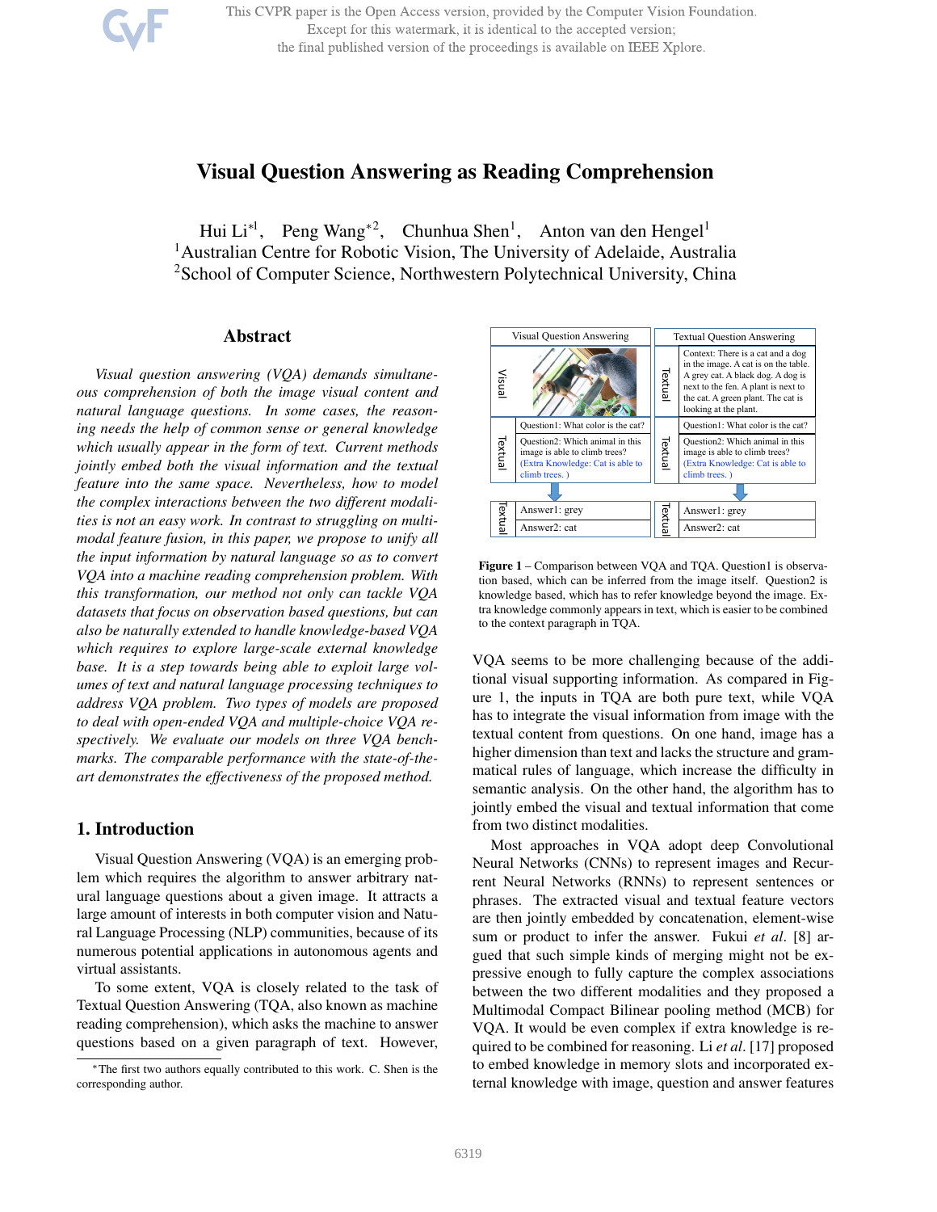# Visual Question Answering as Reading Comprehension

Hui Li[*1], Peng Wang[*2], Chunhua Shen[1], Anton van den Hengel[1]

[1]Australian Centre for Robotic Vision, The University of Adelaide, Australia

[2]School of Computer Science, Northwestern Polytechnical University, China

## Abstract

*Visual question answering (VQA) demands simultaneous comprehension of both the image visual content and natural language questions. In some cases, the reasoning needs the help of common sense or general knowledge which usually appear in the form of text. Current methods jointly embed both the visual information and the textual feature into the same space. Nevertheless, how to model the complex interactions between the two different modalities is not an easy work. In contrast to struggling on multimodal feature fusion, in this paper, we propose to unify all the input information by natural language so as to convert VQA into a machine reading comprehension problem. With this transformation, our method not only can tackle VQA datasets that focus on observation based questions, but can also be naturally extended to handle knowledge-based VQA which requires to explore large-scale external knowledge base. It is a step towards being able to exploit large volumes of text and natural language processing techniques to address VQA problem. Two types of models are proposed to deal with open-ended VQA and multiple-choice VQA respectively. We evaluate our models on three VQA benchmarks. The comparable performance with the state-of-the-art demonstrates the effectiveness of the proposed method.*

## 1. Introduction

Visual Question Answering (VQA) is an emerging problem which requires the algorithm to answer arbitrary natural language questions about a given image. It attracts a large amount of interests in both computer vision and Natural Language Processing (NLP) communities, because of its numerous potential applications in autonomous agents and virtual assistants.

To some extent, VQA is closely related to the task of Textual Question Answering (TQA, also known as machine reading comprehension), which asks the machine to answer questions based on a given paragraph of text. However,

| Visual Question Answering | | Textual Question Answering | |
|---|---|---|---|
| Visual | [image] | Textual | Context: There is a cat and a dog in the image. A cat is on the table. A grey cat. A black dog. A dog is next to the fen. A plant is next to the cat. A green plant. The cat is looking at the plant. |
| Textual | Question1: What color is the cat? | Textual | Question1: What color is the cat? |
| | Question2: Which animal in this image is able to climb trees? (Extra Knowledge: Cat is able to climb trees. ) | | Question2: Which animal in this image is able to climb trees? (Extra Knowledge: Cat is able to climb trees. ) |
| Textual | Answer1: grey | Textual | Answer1: grey |
| | Answer2: cat | | Answer2: cat |

**Figure 1** – Comparison between VQA and TQA. Question1 is observation based, which can be inferred from the image itself. Question2 is knowledge based, which has to refer knowledge beyond the image. Extra knowledge commonly appears in text, which is easier to be combined to the context paragraph in TQA.

VQA seems to be more challenging because of the additional visual supporting information. As compared in Figure 1, the inputs in TQA are both pure text, while VQA has to integrate the visual information from image with the textual content from questions. On one hand, image has a higher dimension than text and lacks the structure and grammatical rules of language, which increase the difficulty in semantic analysis. On the other hand, the algorithm has to jointly embed the visual and textual information that come from two distinct modalities.

Most approaches in VQA adopt deep Convolutional Neural Networks (CNNs) to represent images and Recurrent Neural Networks (RNNs) to represent sentences or phrases. The extracted visual and textual feature vectors are then jointly embedded by concatenation, element-wise sum or product to infer the answer. Fukui *et al*. [8] argued that such simple kinds of merging might not be expressive enough to fully capture the complex associations between the two different modalities and they proposed a Multimodal Compact Bilinear pooling method (MCB) for VQA. It would be even complex if extra knowledge is required to be combined for reasoning. Li *et al*. [17] proposed to embed knowledge in memory slots and incorporated external knowledge with image, question and answer features

[*]The first two authors equally contributed to this work. C. Shen is the corresponding author.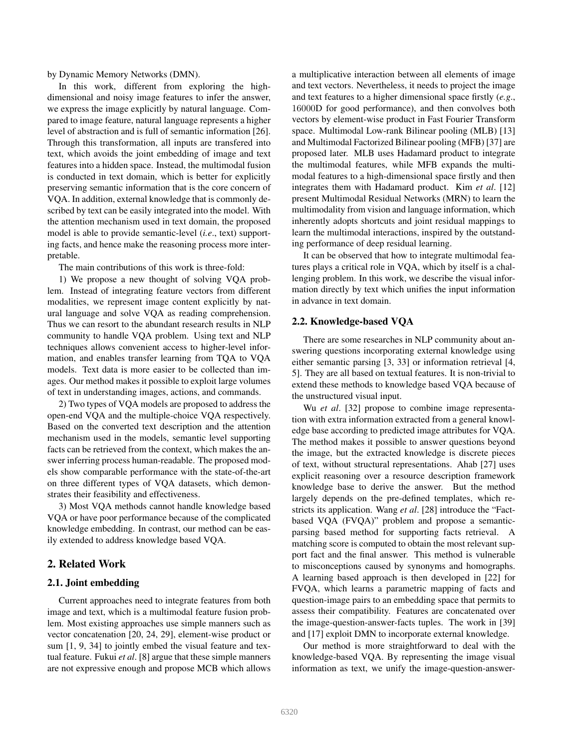by Dynamic Memory Networks (DMN).

In this work, different from exploring the high-dimensional and noisy image features to infer the answer, we express the image explicitly by natural language. Compared to image feature, natural language represents a higher level of abstraction and is full of semantic information [26]. Through this transformation, all inputs are transfered into text, which avoids the joint embedding of image and text features into a hidden space. Instead, the multimodal fusion is conducted in text domain, which is better for explicitly preserving semantic information that is the core concern of VQA. In addition, external knowledge that is commonly described by text can be easily integrated into the model. With the attention mechanism used in text domain, the proposed model is able to provide semantic-level (*i.e*., text) supporting facts, and hence make the reasoning process more interpretable.

The main contributions of this work is three-fold:

1) We propose a new thought of solving VQA problem. Instead of integrating feature vectors from different modalities, we represent image content explicitly by natural language and solve VQA as reading comprehension. Thus we can resort to the abundant research results in NLP community to handle VQA problem. Using text and NLP techniques allows convenient access to higher-level information, and enables transfer learning from TQA to VQA models. Text data is more easier to be collected than images. Our method makes it possible to exploit large volumes of text in understanding images, actions, and commands.

2) Two types of VQA models are proposed to address the open-end VQA and the multiple-choice VQA respectively. Based on the converted text description and the attention mechanism used in the models, semantic level supporting facts can be retrieved from the context, which makes the answer inferring process human-readable. The proposed models show comparable performance with the state-of-the-art on three different types of VQA datasets, which demonstrates their feasibility and effectiveness.

3) Most VQA methods cannot handle knowledge based VQA or have poor performance because of the complicated knowledge embedding. In contrast, our method can be easily extended to address knowledge based VQA.

## 2. Related Work

### 2.1. Joint embedding

Current approaches need to integrate features from both image and text, which is a multimodal feature fusion problem. Most existing approaches use simple manners such as vector concatenation [20, 24, 29], element-wise product or sum [1, 9, 34] to jointly embed the visual feature and textual feature. Fukui *et al*. [8] argue that these simple manners are not expressive enough and propose MCB which allows a multiplicative interaction between all elements of image and text vectors. Nevertheless, it needs to project the image and text features to a higher dimensional space firstly (*e.g*., 16000D for good performance), and then convolves both vectors by element-wise product in Fast Fourier Transform space. Multimodal Low-rank Bilinear pooling (MLB) [13] and Multimodal Factorized Bilinear pooling (MFB) [37] are proposed later. MLB uses Hadamard product to integrate the multimodal features, while MFB expands the multimodal features to a high-dimensional space firstly and then integrates them with Hadamard product. Kim *et al*. [12] present Multimodal Residual Networks (MRN) to learn the multimodality from vision and language information, which inherently adopts shortcuts and joint residual mappings to learn the multimodal interactions, inspired by the outstanding performance of deep residual learning.

It can be observed that how to integrate multimodal features plays a critical role in VQA, which by itself is a challenging problem. In this work, we describe the visual information directly by text which unifies the input information in advance in text domain.

### 2.2. Knowledge-based VQA

There are some researches in NLP community about answering questions incorporating external knowledge using either semantic parsing [3, 33] or information retrieval [4, 5]. They are all based on textual features. It is non-trivial to extend these methods to knowledge based VQA because of the unstructured visual input.

Wu *et al*. [32] propose to combine image representation with extra information extracted from a general knowledge base according to predicted image attributes for VQA. The method makes it possible to answer questions beyond the image, but the extracted knowledge is discrete pieces of text, without structural representations. Ahab [27] uses explicit reasoning over a resource description framework knowledge base to derive the answer. But the method largely depends on the pre-defined templates, which restricts its application. Wang *et al*. [28] introduce the "Fact-based VQA (FVQA)" problem and propose a semantic-parsing based method for supporting facts retrieval. A matching score is computed to obtain the most relevant support fact and the final answer. This method is vulnerable to misconceptions caused by synonyms and homographs. A learning based approach is then developed in [22] for FVQA, which learns a parametric mapping of facts and question-image pairs to an embedding space that permits to assess their compatibility. Features are concatenated over the image-question-answer-facts tuples. The work in [39] and [17] exploit DMN to incorporate external knowledge.

Our method is more straightforward to deal with the knowledge-based VQA. By representing the image visual information as text, we unify the image-question-answer-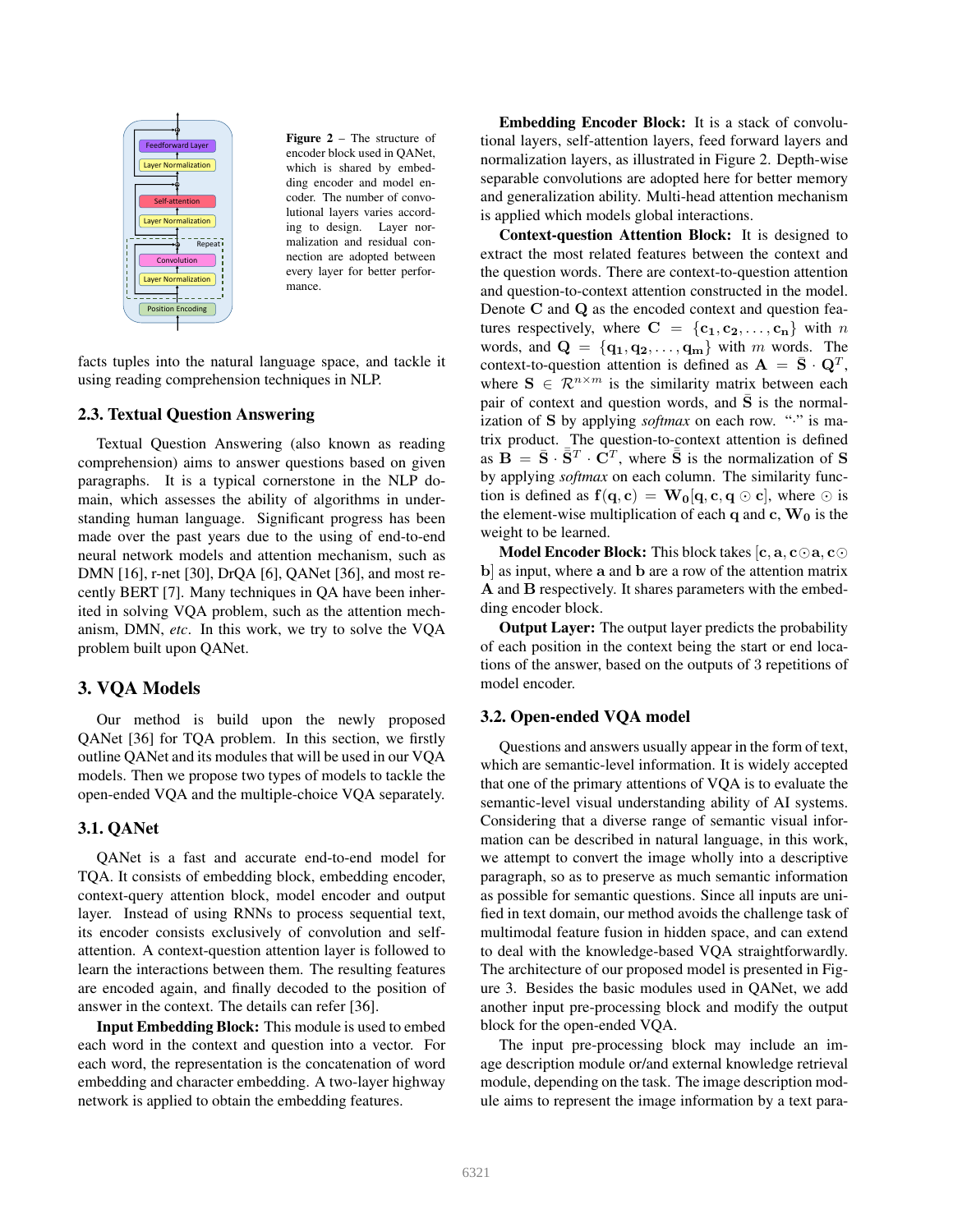Figure 2 – The structure of encoder block used in QANet, which is shared by embedding encoder and model encoder. The number of convolutional layers varies according to design. Layer normalization and residual connection are adopted between every layer for better performance.

facts tuples into the natural language space, and tackle it using reading comprehension techniques in NLP.

### 2.3. Textual Question Answering

Textual Question Answering (also known as reading comprehension) aims to answer questions based on given paragraphs. It is a typical cornerstone in the NLP domain, which assesses the ability of algorithms in understanding human language. Significant progress has been made over the past years due to the using of end-to-end neural network models and attention mechanism, such as DMN [16], r-net [30], DrQA [6], QANet [36], and most recently BERT [7]. Many techniques in QA have been inherited in solving VQA problem, such as the attention mechanism, DMN, *etc*. In this work, we try to solve the VQA problem built upon QANet.

## 3. VQA Models

Our method is build upon the newly proposed QANet [36] for TQA problem. In this section, we firstly outline QANet and its modules that will be used in our VQA models. Then we propose two types of models to tackle the open-ended VQA and the multiple-choice VQA separately.

### 3.1. QANet

QANet is a fast and accurate end-to-end model for TQA. It consists of embedding block, embedding encoder, context-query attention block, model encoder and output layer. Instead of using RNNs to process sequential text, its encoder consists exclusively of convolution and self-attention. A context-question attention layer is followed to learn the interactions between them. The resulting features are encoded again, and finally decoded to the position of answer in the context. The details can refer [36].

**Input Embedding Block:** This module is used to embed each word in the context and question into a vector. For each word, the representation is the concatenation of word embedding and character embedding. A two-layer highway network is applied to obtain the embedding features.

**Embedding Encoder Block:** It is a stack of convolutional layers, self-attention layers, feed forward layers and normalization layers, as illustrated in Figure 2. Depth-wise separable convolutions are adopted here for better memory and generalization ability. Multi-head attention mechanism is applied which models global interactions.

**Context-question Attention Block:** It is designed to extract the most related features between the context and the question words. There are context-to-question attention and question-to-context attention constructed in the model. Denote $\mathbf{C}$ and $\mathbf{Q}$ as the encoded context and question features respectively, where $\mathbf{C} = \{\mathbf{c_1}, \mathbf{c_2}, \ldots, \mathbf{c_n}\}$ with $n$ words, and $\mathbf{Q} = \{\mathbf{q_1}, \mathbf{q_2}, \ldots, \mathbf{q_m}\}$ with $m$ words. The context-to-question attention is defined as $\mathbf{A} = \bar{\mathbf{S}} \cdot \mathbf{Q}^T$, where $\mathbf{S} \in \mathcal{R}^{n \times m}$ is the similarity matrix between each pair of context and question words, and $\bar{\mathbf{S}}$ is the normalization of $\mathbf{S}$ by applying *softmax* on each row. "$\cdot$" is matrix product. The question-to-context attention is defined as $\mathbf{B} = \bar{\mathbf{S}} \cdot \bar{\bar{\mathbf{S}}}^T \cdot \mathbf{C}^T$, where $\bar{\bar{\mathbf{S}}}$ is the normalization of $\mathbf{S}$ by applying *softmax* on each column. The similarity function is defined as $\mathbf{f}(\mathbf{q}, \mathbf{c}) = \mathbf{W_0}[\mathbf{q}, \mathbf{c}, \mathbf{q} \odot \mathbf{c}]$, where $\odot$ is the element-wise multiplication of each $\mathbf{q}$ and $\mathbf{c}$, $\mathbf{W_0}$ is the weight to be learned.

**Model Encoder Block:** This block takes $[\mathbf{c}, \mathbf{a}, \mathbf{c} \odot \mathbf{a}, \mathbf{c} \odot \mathbf{b}]$ as input, where $\mathbf{a}$ and $\mathbf{b}$ are a row of the attention matrix $\mathbf{A}$ and $\mathbf{B}$ respectively. It shares parameters with the embedding encoder block.

**Output Layer:** The output layer predicts the probability of each position in the context being the start or end locations of the answer, based on the outputs of 3 repetitions of model encoder.

### 3.2. Open-ended VQA model

Questions and answers usually appear in the form of text, which are semantic-level information. It is widely accepted that one of the primary attentions of VQA is to evaluate the semantic-level visual understanding ability of AI systems. Considering that a diverse range of semantic visual information can be described in natural language, in this work, we attempt to convert the image wholly into a descriptive paragraph, so as to preserve as much semantic information as possible for semantic questions. Since all inputs are unified in text domain, our method avoids the challenge task of multimodal feature fusion in hidden space, and can extend to deal with the knowledge-based VQA straightforwardly. The architecture of our proposed model is presented in Figure 3. Besides the basic modules used in QANet, we add another input pre-processing block and modify the output block for the open-ended VQA.

The input pre-processing block may include an image description module or/and external knowledge retrieval module, depending on the task. The image description module aims to represent the image information by a text para-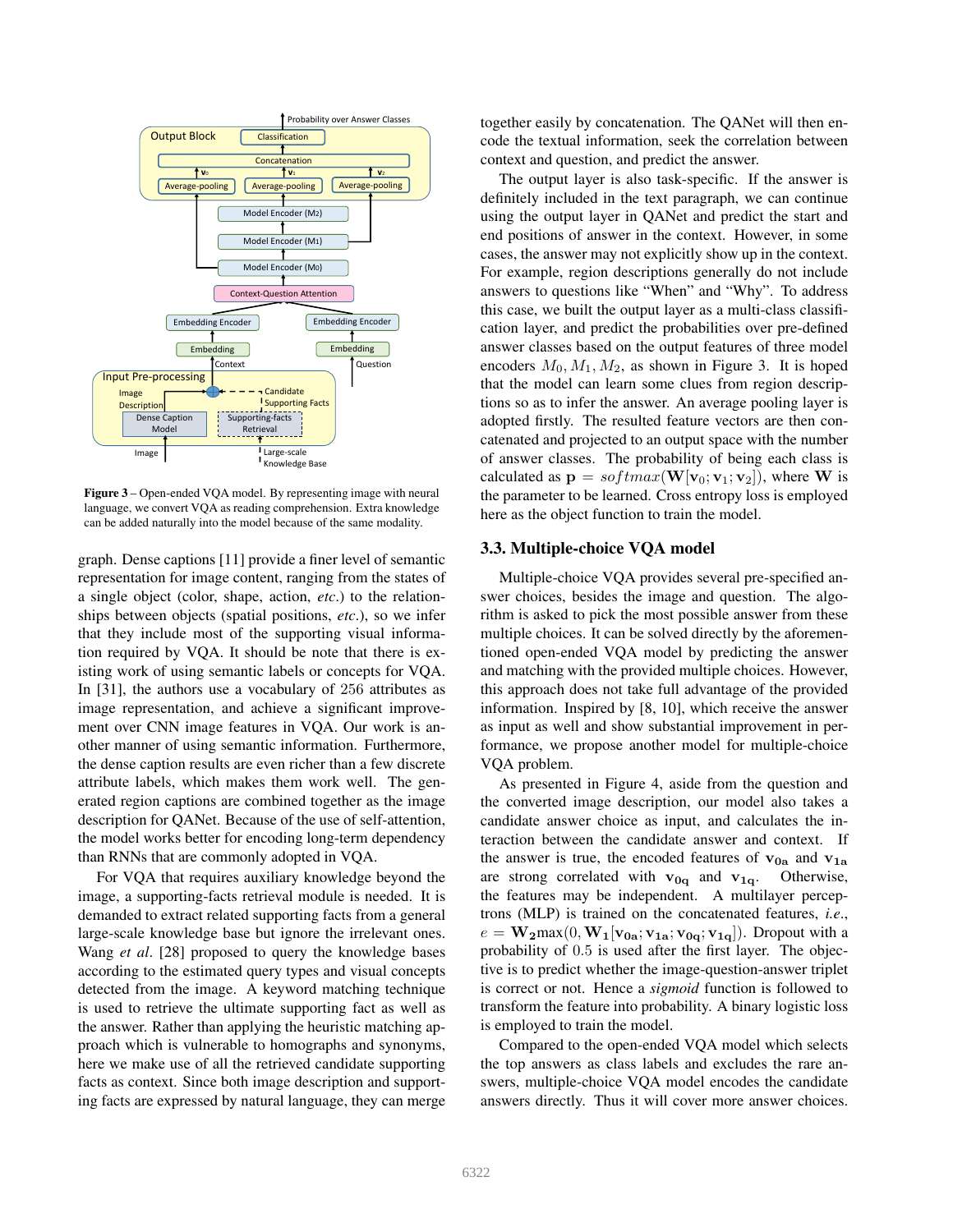Figure 3 – Open-ended VQA model. By representing image with neural language, we convert VQA as reading comprehension. Extra knowledge can be added naturally into the model because of the same modality.

graph. Dense captions [11] provide a finer level of semantic representation for image content, ranging from the states of a single object (color, shape, action, *etc.*) to the relationships between objects (spatial positions, *etc.*), so we infer that they include most of the supporting visual information required by VQA. It should be note that there is existing work of using semantic labels or concepts for VQA. In [31], the authors use a vocabulary of 256 attributes as image representation, and achieve a significant improvement over CNN image features in VQA. Our work is another manner of using semantic information. Furthermore, the dense caption results are even richer than a few discrete attribute labels, which makes them work well. The generated region captions are combined together as the image description for QANet. Because of the use of self-attention, the model works better for encoding long-term dependency than RNNs that are commonly adopted in VQA.

For VQA that requires auxiliary knowledge beyond the image, a supporting-facts retrieval module is needed. It is demanded to extract related supporting facts from a general large-scale knowledge base but ignore the irrelevant ones. Wang *et al*. [28] proposed to query the knowledge bases according to the estimated query types and visual concepts detected from the image. A keyword matching technique is used to retrieve the ultimate supporting fact as well as the answer. Rather than applying the heuristic matching approach which is vulnerable to homographs and synonyms, here we make use of all the retrieved candidate supporting facts as context. Since both image description and supporting facts are expressed by natural language, they can merge together easily by concatenation. The QANet will then encode the textual information, seek the correlation between context and question, and predict the answer.

The output layer is also task-specific. If the answer is definitely included in the text paragraph, we can continue using the output layer in QANet and predict the start and end positions of answer in the context. However, in some cases, the answer may not explicitly show up in the context. For example, region descriptions generally do not include answers to questions like "When" and "Why". To address this case, we built the output layer as a multi-class classification layer, and predict the probabilities over pre-defined answer classes based on the output features of three model encoders $M_0, M_1, M_2$, as shown in Figure 3. It is hoped that the model can learn some clues from region descriptions so as to infer the answer. An average pooling layer is adopted firstly. The resulted feature vectors are then concatenated and projected to an output space with the number of answer classes. The probability of being each class is calculated as $\mathbf{p} = softmax(\mathbf{W}[\mathbf{v}_0; \mathbf{v}_1; \mathbf{v}_2])$, where $\mathbf{W}$ is the parameter to be learned. Cross entropy loss is employed here as the object function to train the model.

## 3.3. Multiple-choice VQA model

Multiple-choice VQA provides several pre-specified answer choices, besides the image and question. The algorithm is asked to pick the most possible answer from these multiple choices. It can be solved directly by the aforementioned open-ended VQA model by predicting the answer and matching with the provided multiple choices. However, this approach does not take full advantage of the provided information. Inspired by [8, 10], which receive the answer as input as well and show substantial improvement in performance, we propose another model for multiple-choice VQA problem.

As presented in Figure 4, aside from the question and the converted image description, our model also takes a candidate answer choice as input, and calculates the interaction between the candidate answer and context. If the answer is true, the encoded features of $\mathbf{v_{0a}}$ and $\mathbf{v_{1a}}$ are strong correlated with $\mathbf{v_{0q}}$ and $\mathbf{v_{1q}}$. Otherwise, the features may be independent. A multilayer perceptrons (MLP) is trained on the concatenated features, *i.e.*, $e = \mathbf{W_2}\max(0, \mathbf{W_1}[\mathbf{v_{0a}}; \mathbf{v_{1a}}; \mathbf{v_{0q}}; \mathbf{v_{1q}}])$. Dropout with a probability of 0.5 is used after the first layer. The objective is to predict whether the image-question-answer triplet is correct or not. Hence a *sigmoid* function is followed to transform the feature into probability. A binary logistic loss is employed to train the model.

Compared to the open-ended VQA model which selects the top answers as class labels and excludes the rare answers, multiple-choice VQA model encodes the candidate answers directly. Thus it will cover more answer choices.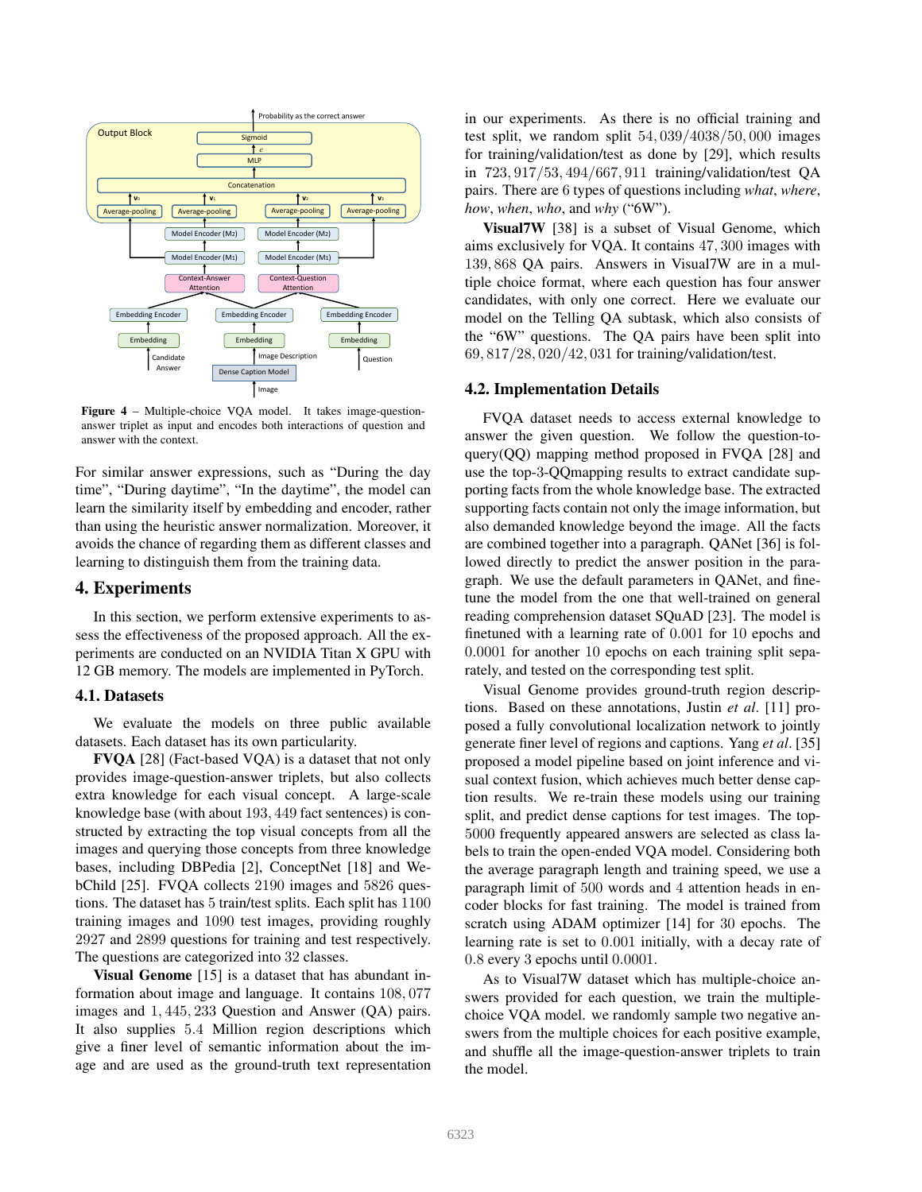Figure 4 – Multiple-choice VQA model. It takes image-question-answer triplet as input and encodes both interactions of question and answer with the context.

For similar answer expressions, such as "During the day time", "During daytime", "In the daytime", the model can learn the similarity itself by embedding and encoder, rather than using the heuristic answer normalization. Moreover, it avoids the chance of regarding them as different classes and learning to distinguish them from the training data.

# 4. Experiments

In this section, we perform extensive experiments to assess the effectiveness of the proposed approach. All the experiments are conducted on an NVIDIA Titan X GPU with 12 GB memory. The models are implemented in PyTorch.

## 4.1. Datasets

We evaluate the models on three public available datasets. Each dataset has its own particularity.

**FVQA** [28] (Fact-based VQA) is a dataset that not only provides image-question-answer triplets, but also collects extra knowledge for each visual concept. A large-scale knowledge base (with about $193,449$ fact sentences) is constructed by extracting the top visual concepts from all the images and querying those concepts from three knowledge bases, including DBPedia [2], ConceptNet [18] and WebChild [25]. FVQA collects 2190 images and 5826 questions. The dataset has 5 train/test splits. Each split has 1100 training images and 1090 test images, providing roughly 2927 and 2899 questions for training and test respectively. The questions are categorized into 32 classes.

**Visual Genome** [15] is a dataset that has abundant information about image and language. It contains $108,077$ images and $1,445,233$ Question and Answer (QA) pairs. It also supplies $5.4$ Million region descriptions which give a finer level of semantic information about the image and are used as the ground-truth text representation in our experiments. As there is no official training and test split, we random split $54,039/4038/50,000$ images for training/validation/test as done by [29], which results in $723,917/53,494/667,911$ training/validation/test QA pairs. There are 6 types of questions including *what*, *where*, *how*, *when*, *who*, and *why* ("6W").

**Visual7W** [38] is a subset of Visual Genome, which aims exclusively for VQA. It contains $47,300$ images with $139,868$ QA pairs. Answers in Visual7W are in a multiple choice format, where each question has four answer candidates, with only one correct. Here we evaluate our model on the Telling QA subtask, which also consists of the "6W" questions. The QA pairs have been split into $69,817/28,020/42,031$ for training/validation/test.

## 4.2. Implementation Details

FVQA dataset needs to access external knowledge to answer the given question. We follow the question-to-query(QQ) mapping method proposed in FVQA [28] and use the top-3-QQmapping results to extract candidate supporting facts from the whole knowledge base. The extracted supporting facts contain not only the image information, but also demanded knowledge beyond the image. All the facts are combined together into a paragraph. QANet [36] is followed directly to predict the answer position in the paragraph. We use the default parameters in QANet, and fine-tune the model from the one that well-trained on general reading comprehension dataset SQuAD [23]. The model is finetuned with a learning rate of $0.001$ for $10$ epochs and $0.0001$ for another $10$ epochs on each training split separately, and tested on the corresponding test split.

Visual Genome provides ground-truth region descriptions. Based on these annotations, Justin *et al*. [11] proposed a fully convolutional localization network to jointly generate finer level of regions and captions. Yang *et al*. [35] proposed a model pipeline based on joint inference and visual context fusion, which achieves much better dense caption results. We re-train these models using our training split, and predict dense captions for test images. The top-$5000$ frequently appeared answers are selected as class labels to train the open-ended VQA model. Considering both the average paragraph length and training speed, we use a paragraph limit of $500$ words and $4$ attention heads in encoder blocks for fast training. The model is trained from scratch using ADAM optimizer [14] for $30$ epochs. The learning rate is set to $0.001$ initially, with a decay rate of $0.8$ every $3$ epochs until $0.0001$.

As to Visual7W dataset which has multiple-choice answers provided for each question, we train the multiple-choice VQA model. we randomly sample two negative answers from the multiple choices for each positive example, and shuffle all the image-question-answer triplets to train the model.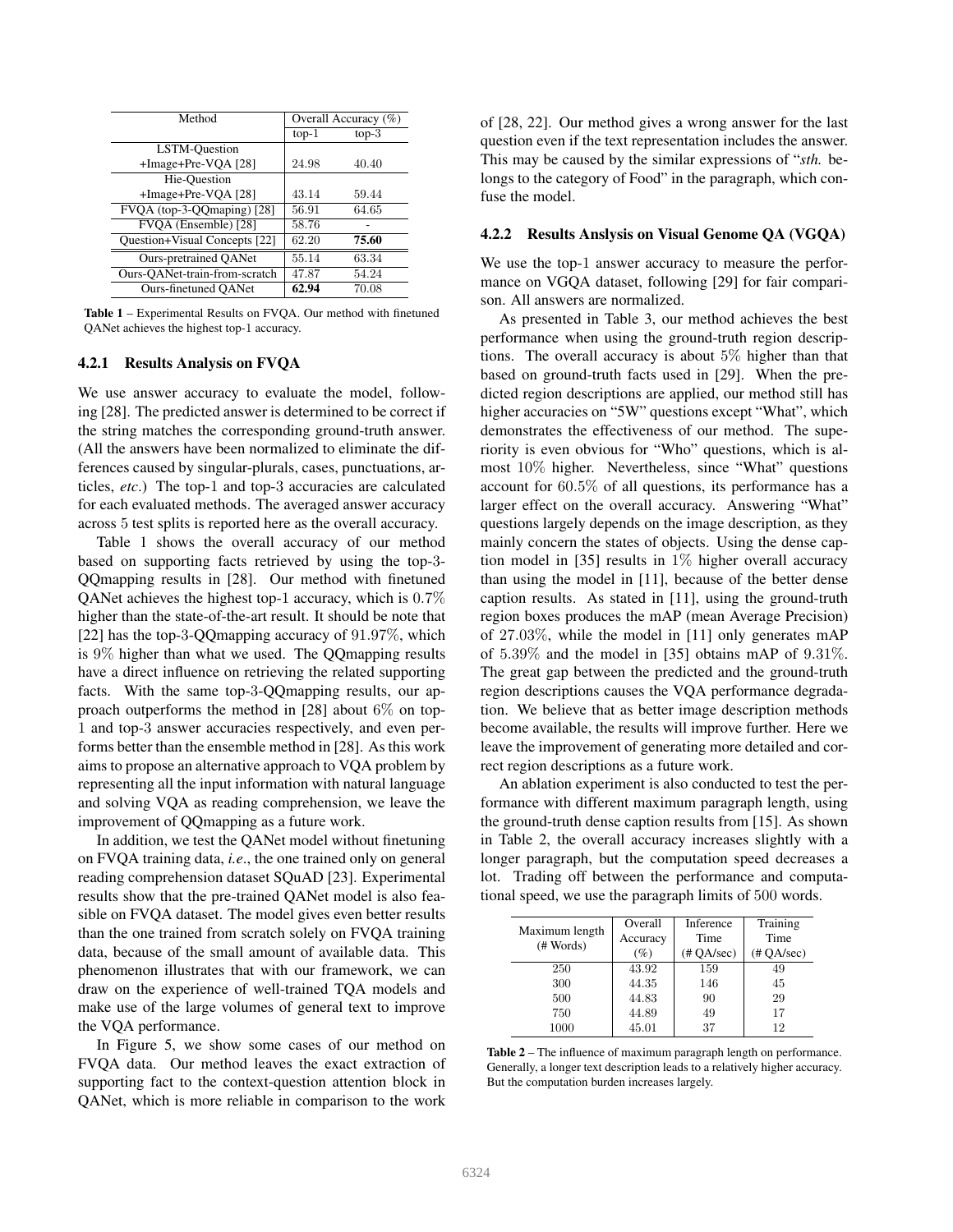| Method | Overall Accuracy (%) | |
|---|---|---|
| | top-1 | top-3 |
| LSTM-Question +Image+Pre-VQA [28] | 24.98 | 40.40 |
| Hie-Question +Image+Pre-VQA [28] | 43.14 | 59.44 |
| FVQA (top-3-QQmaping) [28] | 56.91 | 64.65 |
| FVQA (Ensemble) [28] | 58.76 | - |
| Question+Visual Concepts [22] | 62.20 | **75.60** |
| Ours-pretrained QANet | 55.14 | 63.34 |
| Ours-QANet-train-from-scratch | 47.87 | 54.24 |
| Ours-finetuned QANet | **62.94** | 70.08 |

**Table 1** – Experimental Results on FVQA. Our method with finetuned QANet achieves the highest top-1 accuracy.

#### 4.2.1 Results Analysis on FVQA

We use answer accuracy to evaluate the model, following [28]. The predicted answer is determined to be correct if the string matches the corresponding ground-truth answer. (All the answers have been normalized to eliminate the differences caused by singular-plurals, cases, punctuations, articles, *etc.*) The top-1 and top-3 accuracies are calculated for each evaluated methods. The averaged answer accuracy across 5 test splits is reported here as the overall accuracy.

Table 1 shows the overall accuracy of our method based on supporting facts retrieved by using the top-3-QQmapping results in [28]. Our method with finetuned QANet achieves the highest top-1 accuracy, which is 0.7% higher than the state-of-the-art result. It should be note that [22] has the top-3-QQmapping accuracy of 91.97%, which is 9% higher than what we used. The QQmapping results have a direct influence on retrieving the related supporting facts. With the same top-3-QQmapping results, our approach outperforms the method in [28] about 6% on top-1 and top-3 answer accuracies respectively, and even performs better than the ensemble method in [28]. As this work aims to propose an alternative approach to VQA problem by representing all the input information with natural language and solving VQA as reading comprehension, we leave the improvement of QQmapping as a future work.

In addition, we test the QANet model without finetuning on FVQA training data, *i.e.*, the one trained only on general reading comprehension dataset SQuAD [23]. Experimental results show that the pre-trained QANet model is also feasible on FVQA dataset. The model gives even better results than the one trained from scratch solely on FVQA training data, because of the small amount of available data. This phenomenon illustrates that with our framework, we can draw on the experience of well-trained TQA models and make use of the large volumes of general text to improve the VQA performance.

In Figure 5, we show some cases of our method on FVQA data. Our method leaves the exact extraction of supporting fact to the context-question attention block in QANet, which is more reliable in comparison to the work of [28, 22]. Our method gives a wrong answer for the last question even if the text representation includes the answer. This may be caused by the similar expressions of "*sth.* belongs to the category of Food" in the paragraph, which confuse the model.

#### 4.2.2 Results Anslysis on Visual Genome QA (VGQA)

We use the top-1 answer accuracy to measure the performance on VGQA dataset, following [29] for fair comparison. All answers are normalized.

As presented in Table 3, our method achieves the best performance when using the ground-truth region descriptions. The overall accuracy is about 5% higher than that based on ground-truth facts used in [29]. When the predicted region descriptions are applied, our method still has higher accuracies on "5W" questions except "What", which demonstrates the effectiveness of our method. The superiority is even obvious for "Who" questions, which is almost 10% higher. Nevertheless, since "What" questions account for 60.5% of all questions, its performance has a larger effect on the overall accuracy. Answering "What" questions largely depends on the image description, as they mainly concern the states of objects. Using the dense caption model in [35] results in 1% higher overall accuracy than using the model in [11], because of the better dense caption results. As stated in [11], using the ground-truth region boxes produces the mAP (mean Average Precision) of 27.03%, while the model in [11] only generates mAP of 5.39% and the model in [35] obtains mAP of 9.31%. The great gap between the predicted and the ground-truth region descriptions causes the VQA performance degradation. We believe that as better image description methods become available, the results will improve further. Here we leave the improvement of generating more detailed and correct region descriptions as a future work.

An ablation experiment is also conducted to test the performance with different maximum paragraph length, using the ground-truth dense caption results from [15]. As shown in Table 2, the overall accuracy increases slightly with a longer paragraph, but the computation speed decreases a lot. Trading off between the performance and computational speed, we use the paragraph limits of 500 words.

| Maximum length (# Words) | Overall Accuracy (%) | Inference Time (# QA/sec) | Training Time (# QA/sec) |
|---|---|---|---|
| 250 | 43.92 | 159 | 49 |
| 300 | 44.35 | 146 | 45 |
| 500 | 44.83 | 90 | 29 |
| 750 | 44.89 | 49 | 17 |
| 1000 | 45.01 | 37 | 12 |

**Table 2** – The influence of maximum paragraph length on performance. Generally, a longer text description leads to a relatively higher accuracy. But the computation burden increases largely.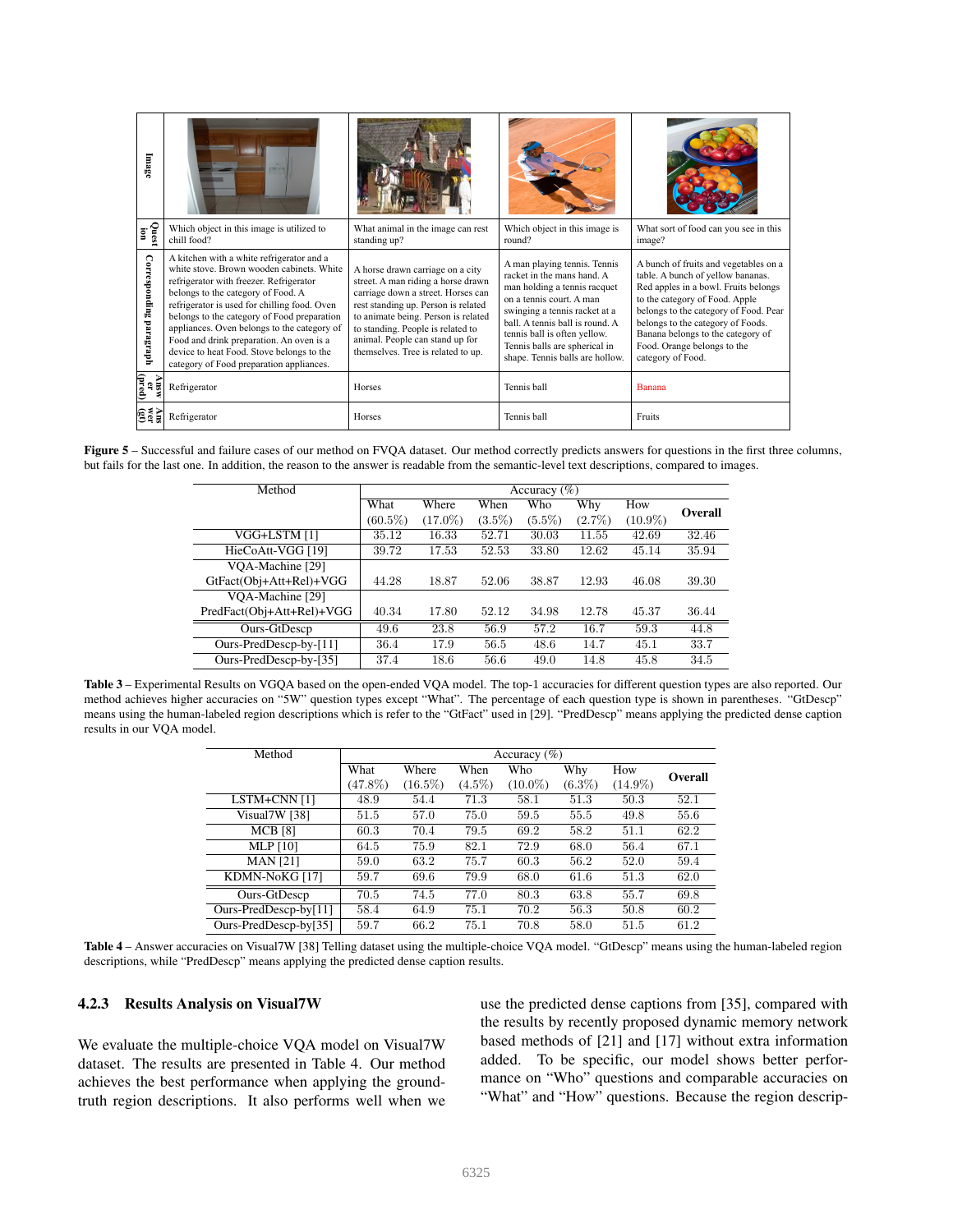| Image | | | | |
|---|---|---|---|---|
| Question | Which object in this image is utilized to chill food? | What animal in the image can rest standing up? | Which object in this image is round? | What sort of food can you see in this image? |
| Corresponding paragraph | A kitchen with a white refrigerator and a white stove. Brown wooden cabinets. White refrigerator with freezer. Refrigerator belongs to the category of Food. A refrigerator is used for chilling food. Oven belongs to the category of Food preparation appliances. Oven belongs to the category of Food and drink preparation. An oven is a device to heat Food. Stove belongs to the category of Food preparation appliances. | A horse drawn carriage on a city street. A man riding a horse drawn carriage down a street. Horses can rest standing up. Person is related to animate being. Person is related to animal. People can stand up for themselves. Tree is related to up. | A man playing tennis. Tennis racket in the mans hand. A man holding a tennis racquet on a tennis court. A man swinging a tennis racket at a ball. A tennis ball is round. A tennis ball is often yellow. Tennis balls are spherical in shape. Tennis balls are hollow. | A bunch of fruits and vegetables on a table. A bunch of yellow bananas. Red apples in a bowl. Fruits belongs to the category of Food. Apple belongs to the category of Food. Pear belongs to the category of Foods. Banana belongs to the category of Food. Orange belongs to the category of Food. |
| Answer (pred) | Refrigerator | Horses | Tennis ball | Banana |
| Answer (gt) | Refrigerator | Horses | Tennis ball | Fruits |

**Figure 5** – Successful and failure cases of our method on FVQA dataset. Our method correctly predicts answers for questions in the first three columns, but fails for the last one. In addition, the reason to the answer is readable from the semantic-level text descriptions, compared to images.

| Method | Accuracy (%) | | | | | | |
|---|---|---|---|---|---|---|---|
| | What (60.5%) | Where (17.0%) | When (3.5%) | Who (5.5%) | Why (2.7%) | How (10.9%) | **Overall** |
| VGG+LSTM [1] | 35.12 | 16.33 | 52.71 | 30.03 | 11.55 | 42.69 | 32.46 |
| HieCoAtt-VGG [19] | 39.72 | 17.53 | 52.53 | 33.80 | 12.62 | 45.14 | 35.94 |
| VQA-Machine [29] GtFact(Obj+Att+Rel)+VGG | 44.28 | 18.87 | 52.06 | 38.87 | 12.93 | 46.08 | 39.30 |
| VQA-Machine [29] PredFact(Obj+Att+Rel)+VGG | 40.34 | 17.80 | 52.12 | 34.98 | 12.78 | 45.37 | 36.44 |
| Ours-GtDescp | 49.6 | 23.8 | 56.9 | 57.2 | 16.7 | 59.3 | 44.8 |
| Ours-PredDescp-by-[11] | 36.4 | 17.9 | 56.5 | 48.6 | 14.7 | 45.1 | 33.7 |
| Ours-PredDescp-by-[35] | 37.4 | 18.6 | 56.6 | 49.0 | 14.8 | 45.8 | 34.5 |

**Table 3** – Experimental Results on VGQA based on the open-ended VQA model. The top-1 accuracies for different question types are also reported. Our method achieves higher accuracies on "5W" question types except "What". The percentage of each question type is shown in parentheses. "GtDescp" means using the human-labeled region descriptions which is refer to the "GtFact" used in [29]. "PredDescp" means applying the predicted dense caption results in our VQA model.

| Method | Accuracy (%) | | | | | | |
|---|---|---|---|---|---|---|---|
| | What (47.8%) | Where (16.5%) | When (4.5%) | Who (10.0%) | Why (6.3%) | How (14.9%) | **Overall** |
| LSTM+CNN [1] | 48.9 | 54.4 | 71.3 | 58.1 | 51.3 | 50.3 | 52.1 |
| Visual7W [38] | 51.5 | 57.0 | 75.0 | 59.5 | 55.5 | 49.8 | 55.6 |
| MCB [8] | 60.3 | 70.4 | 79.5 | 69.2 | 58.2 | 51.1 | 62.2 |
| MLP [10] | 64.5 | 75.9 | 82.1 | 72.9 | 68.0 | 56.4 | 67.1 |
| MAN [21] | 59.0 | 63.2 | 75.7 | 60.3 | 56.2 | 52.0 | 59.4 |
| KDMN-NoKG [17] | 59.7 | 69.6 | 79.9 | 68.0 | 61.6 | 51.3 | 62.0 |
| Ours-GtDescp | 70.5 | 74.5 | 77.0 | 80.3 | 63.8 | 55.7 | 69.8 |
| Ours-PredDescp-by[11] | 58.4 | 64.9 | 75.1 | 70.2 | 56.3 | 50.8 | 60.2 |
| Ours-PredDescp-by[35] | 59.7 | 66.2 | 75.1 | 70.8 | 58.0 | 51.5 | 61.2 |

**Table 4** – Answer accuracies on Visual7W [38] Telling dataset using the multiple-choice VQA model. "GtDescp" means using the human-labeled region descriptions, while "PredDescp" means applying the predicted dense caption results.

#### 4.2.3 Results Analysis on Visual7W

We evaluate the multiple-choice VQA model on Visual7W dataset. The results are presented in Table 4. Our method achieves the best performance when applying the ground-truth region descriptions. It also performs well when we use the predicted dense captions from [35], compared with the results by recently proposed dynamic memory network based methods of [21] and [17] without extra information added. To be specific, our model shows better performance on "Who" questions and comparable accuracies on "What" and "How" questions. Because the region descrip-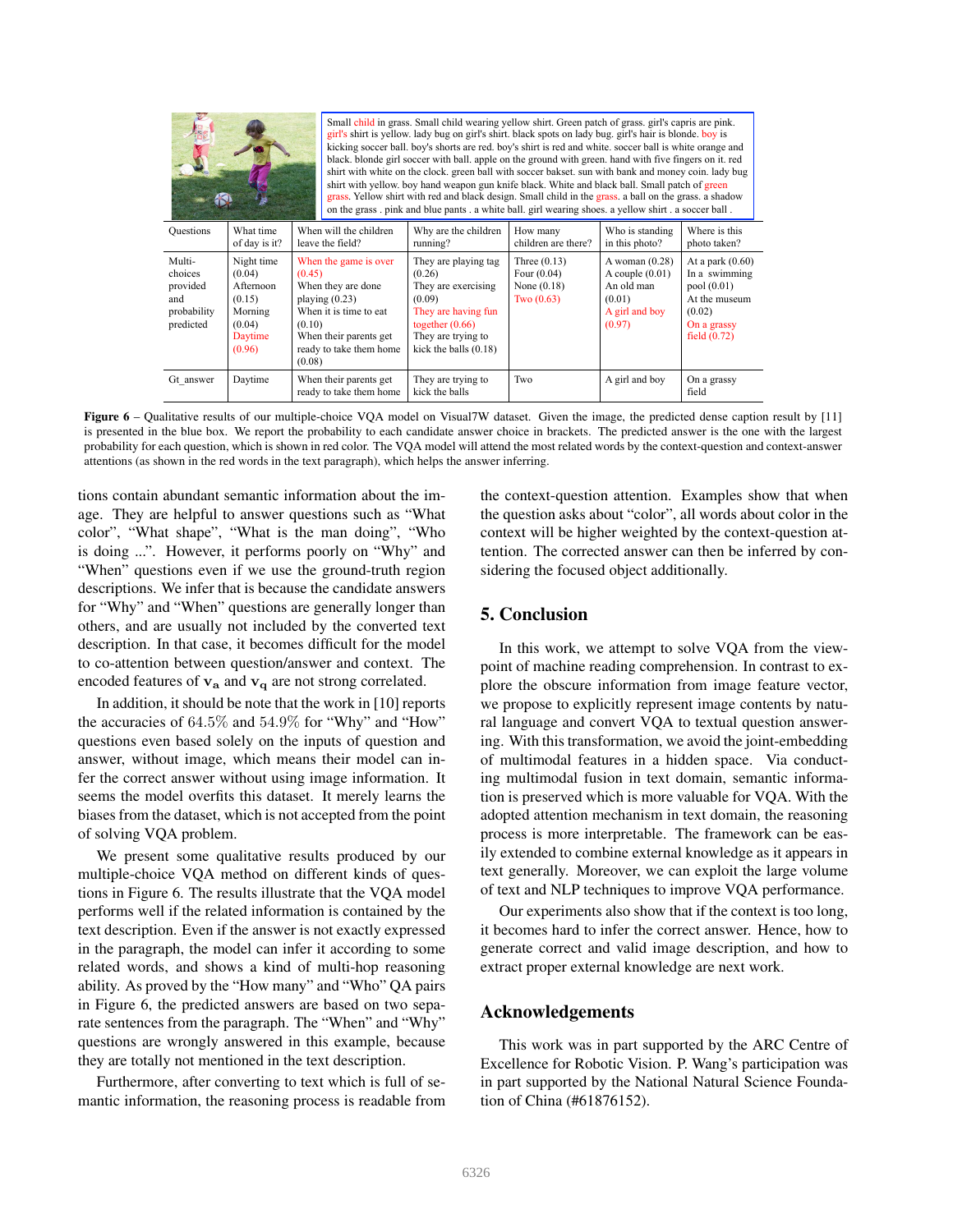Small child in grass. Small child wearing yellow shirt. Green patch of grass. girl's capris are pink. girl's shirt is yellow. lady bug on girl's shirt. black spots on lady bug. girl's hair is blonde. boy is kicking soccer ball. boy's shorts are red. boy's shirt is red and white. soccer ball is white orange and black. blonde girl soccer with ball. apple on the ground with green. hand with five fingers on it. red shirt with white on the clock. green ball with soccer bakset. sun with bank and money coin. lady bug shirt with yellow. boy hand weapon gun knife black. White and black ball. Small patch of green grass. Yellow shirt with red and black design. Small child in the grass. a ball on the grass. a shadow on the grass . pink and blue pants . a white ball. girl wearing shoes. a yellow shirt . a soccer ball .

| Questions | What time of day is it? | When will the children leave the field? | Why are the children running? | How many children are there? | Who is standing in this photo? | Where is this photo taken? |
|---|---|---|---|---|---|---|
| Multi-choices provided and probability predicted | Night time (0.04) Afternoon (0.15) Morning (0.04) Daytime (0.96) | When the game is over (0.45) When they are done playing (0.23) When it is time to eat (0.10) When their parents get ready to take them home (0.08) | They are playing tag (0.26) They are exercising (0.09) They are having fun together (0.66) They are trying to kick the balls (0.18) | Three (0.13) Four (0.04) None (0.18) Two (0.63) | A woman (0.28) A couple (0.01) An old man (0.01) A girl and boy (0.97) | At a park (0.60) In a swimming pool (0.01) At the museum (0.02) On a grassy field (0.72) |
| Gt_answer | Daytime | When their parents get ready to take them home | They are trying to kick the balls | Two | A girl and boy | On a grassy field |

**Figure 6** – Qualitative results of our multiple-choice VQA model on Visual7W dataset. Given the image, the predicted dense caption result by [11] is presented in the blue box. We report the probability to each candidate answer choice in brackets. The predicted answer is the one with the largest probability for each question, which is shown in red color. The VQA model will attend the most related words by the context-question and context-answer attentions (as shown in the red words in the text paragraph), which helps the answer inferring.

tions contain abundant semantic information about the image. They are helpful to answer questions such as "What color", "What shape", "What is the man doing", "Who is doing ...". However, it performs poorly on "Why" and "When" questions even if we use the ground-truth region descriptions. We infer that is because the candidate answers for "Why" and "When" questions are generally longer than others, and are usually not included by the converted text description. In that case, it becomes difficult for the model to co-attention between question/answer and context. The encoded features of $\mathbf{v_a}$ and $\mathbf{v_q}$ are not strong correlated.

In addition, it should be note that the work in [10] reports the accuracies of 64.5% and 54.9% for "Why" and "How" questions even based solely on the inputs of question and answer, without image, which means their model can infer the correct answer without using image information. It seems the model overfits this dataset. It merely learns the biases from the dataset, which is not accepted from the point of solving VQA problem.

We present some qualitative results produced by our multiple-choice VQA method on different kinds of questions in Figure 6. The results illustrate that the VQA model performs well if the related information is contained by the text description. Even if the answer is not exactly expressed in the paragraph, the model can infer it according to some related words, and shows a kind of multi-hop reasoning ability. As proved by the "How many" and "Who" QA pairs in Figure 6, the predicted answers are based on two separate sentences from the paragraph. The "When" and "Why" questions are wrongly answered in this example, because they are totally not mentioned in the text description.

Furthermore, after converting to text which is full of semantic information, the reasoning process is readable from the context-question attention. Examples show that when the question asks about "color", all words about color in the context will be higher weighted by the context-question attention. The corrected answer can then be inferred by considering the focused object additionally.

## 5. Conclusion

In this work, we attempt to solve VQA from the viewpoint of machine reading comprehension. In contrast to explore the obscure information from image feature vector, we propose to explicitly represent image contents by natural language and convert VQA to textual question answering. With this transformation, we avoid the joint-embedding of multimodal features in a hidden space. Via conducting multimodal fusion in text domain, semantic information is preserved which is more valuable for VQA. With the adopted attention mechanism in text domain, the reasoning process is more interpretable. The framework can be easily extended to combine external knowledge as it appears in text generally. Moreover, we can exploit the large volume of text and NLP techniques to improve VQA performance.

Our experiments also show that if the context is too long, it becomes hard to infer the correct answer. Hence, how to generate correct and valid image description, and how to extract proper external knowledge are next work.

## Acknowledgements

This work was in part supported by the ARC Centre of Excellence for Robotic Vision. P. Wang's participation was in part supported by the National Natural Science Foundation of China (#61876152).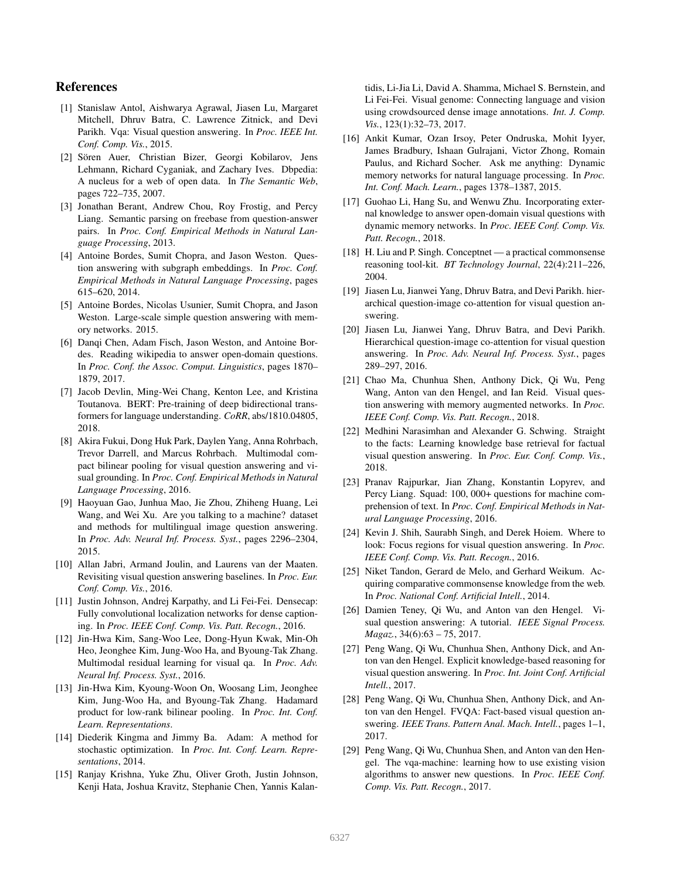## References

[1] Stanislaw Antol, Aishwarya Agrawal, Jiasen Lu, Margaret Mitchell, Dhruv Batra, C. Lawrence Zitnick, and Devi Parikh. Vqa: Visual question answering. In *Proc. IEEE Int. Conf. Comp. Vis.*, 2015.

[2] Sören Auer, Christian Bizer, Georgi Kobilarov, Jens Lehmann, Richard Cyganiak, and Zachary Ives. Dbpedia: A nucleus for a web of open data. In *The Semantic Web*, pages 722–735, 2007.

[3] Jonathan Berant, Andrew Chou, Roy Frostig, and Percy Liang. Semantic parsing on freebase from question-answer pairs. In *Proc. Conf. Empirical Methods in Natural Language Processing*, 2013.

[4] Antoine Bordes, Sumit Chopra, and Jason Weston. Question answering with subgraph embeddings. In *Proc. Conf. Empirical Methods in Natural Language Processing*, pages 615–620, 2014.

[5] Antoine Bordes, Nicolas Usunier, Sumit Chopra, and Jason Weston. Large-scale simple question answering with memory networks. 2015.

[6] Danqi Chen, Adam Fisch, Jason Weston, and Antoine Bordes. Reading wikipedia to answer open-domain questions. In *Proc. Conf. the Assoc. Comput. Linguistics*, pages 1870–1879, 2017.

[7] Jacob Devlin, Ming-Wei Chang, Kenton Lee, and Kristina Toutanova. BERT: Pre-training of deep bidirectional transformers for language understanding. *CoRR*, abs/1810.04805, 2018.

[8] Akira Fukui, Dong Huk Park, Daylen Yang, Anna Rohrbach, Trevor Darrell, and Marcus Rohrbach. Multimodal compact bilinear pooling for visual question answering and visual grounding. In *Proc. Conf. Empirical Methods in Natural Language Processing*, 2016.

[9] Haoyuan Gao, Junhua Mao, Jie Zhou, Zhiheng Huang, Lei Wang, and Wei Xu. Are you talking to a machine? dataset and methods for multilingual image question answering. In *Proc. Adv. Neural Inf. Process. Syst.*, pages 2296–2304, 2015.

[10] Allan Jabri, Armand Joulin, and Laurens van der Maaten. Revisiting visual question answering baselines. In *Proc. Eur. Conf. Comp. Vis.*, 2016.

[11] Justin Johnson, Andrej Karpathy, and Li Fei-Fei. Densecap: Fully convolutional localization networks for dense captioning. In *Proc. IEEE Conf. Comp. Vis. Patt. Recogn.*, 2016.

[12] Jin-Hwa Kim, Sang-Woo Lee, Dong-Hyun Kwak, Min-Oh Heo, Jeonghee Kim, Jung-Woo Ha, and Byoung-Tak Zhang. Multimodal residual learning for visual qa. In *Proc. Adv. Neural Inf. Process. Syst.*, 2016.

[13] Jin-Hwa Kim, Kyoung-Woon On, Woosang Lim, Jeonghee Kim, Jung-Woo Ha, and Byoung-Tak Zhang. Hadamard product for low-rank bilinear pooling. In *Proc. Int. Conf. Learn. Representations*.

[14] Diederik Kingma and Jimmy Ba. Adam: A method for stochastic optimization. In *Proc. Int. Conf. Learn. Representations*, 2014.

[15] Ranjay Krishna, Yuke Zhu, Oliver Groth, Justin Johnson, Kenji Hata, Joshua Kravitz, Stephanie Chen, Yannis Kalantidis, Li-Jia Li, David A. Shamma, Michael S. Bernstein, and Li Fei-Fei. Visual genome: Connecting language and vision using crowdsourced dense image annotations. *Int. J. Comp. Vis.*, 123(1):32–73, 2017.

[16] Ankit Kumar, Ozan Irsoy, Peter Ondruska, Mohit Iyyer, James Bradbury, Ishaan Gulrajani, Victor Zhong, Romain Paulus, and Richard Socher. Ask me anything: Dynamic memory networks for natural language processing. In *Proc. Int. Conf. Mach. Learn.*, pages 1378–1387, 2015.

[17] Guohao Li, Hang Su, and Wenwu Zhu. Incorporating external knowledge to answer open-domain visual questions with dynamic memory networks. In *Proc. IEEE Conf. Comp. Vis. Patt. Recogn.*, 2018.

[18] H. Liu and P. Singh. Conceptnet — a practical commonsense reasoning tool-kit. *BT Technology Journal*, 22(4):211–226, 2004.

[19] Jiasen Lu, Jianwei Yang, Dhruv Batra, and Devi Parikh. hierarchical question-image co-attention for visual question answering.

[20] Jiasen Lu, Jianwei Yang, Dhruv Batra, and Devi Parikh. Hierarchical question-image co-attention for visual question answering. In *Proc. Adv. Neural Inf. Process. Syst.*, pages 289–297, 2016.

[21] Chao Ma, Chunhua Shen, Anthony Dick, Qi Wu, Peng Wang, Anton van den Hengel, and Ian Reid. Visual question answering with memory augmented networks. In *Proc. IEEE Conf. Comp. Vis. Patt. Recogn.*, 2018.

[22] Medhini Narasimhan and Alexander G. Schwing. Straight to the facts: Learning knowledge base retrieval for factual visual question answering. In *Proc. Eur. Conf. Comp. Vis.*, 2018.

[23] Pranav Rajpurkar, Jian Zhang, Konstantin Lopyrev, and Percy Liang. Squad: 100, 000+ questions for machine comprehension of text. In *Proc. Conf. Empirical Methods in Natural Language Processing*, 2016.

[24] Kevin J. Shih, Saurabh Singh, and Derek Hoiem. Where to look: Focus regions for visual question answering. In *Proc. IEEE Conf. Comp. Vis. Patt. Recogn.*, 2016.

[25] Niket Tandon, Gerard de Melo, and Gerhard Weikum. Acquiring comparative commonsense knowledge from the web. In *Proc. National Conf. Artificial Intell.*, 2014.

[26] Damien Teney, Qi Wu, and Anton van den Hengel. Visual question answering: A tutorial. *IEEE Signal Process. Magaz.*, 34(6):63 – 75, 2017.

[27] Peng Wang, Qi Wu, Chunhua Shen, Anthony Dick, and Anton van den Hengel. Explicit knowledge-based reasoning for visual question answering. In *Proc. Int. Joint Conf. Artificial Intell.*, 2017.

[28] Peng Wang, Qi Wu, Chunhua Shen, Anthony Dick, and Anton van den Hengel. FVQA: Fact-based visual question answering. *IEEE Trans. Pattern Anal. Mach. Intell.*, pages 1–1, 2017.

[29] Peng Wang, Qi Wu, Chunhua Shen, and Anton van den Hengel. The vqa-machine: learning how to use existing vision algorithms to answer new questions. In *Proc. IEEE Conf. Comp. Vis. Patt. Recogn.*, 2017.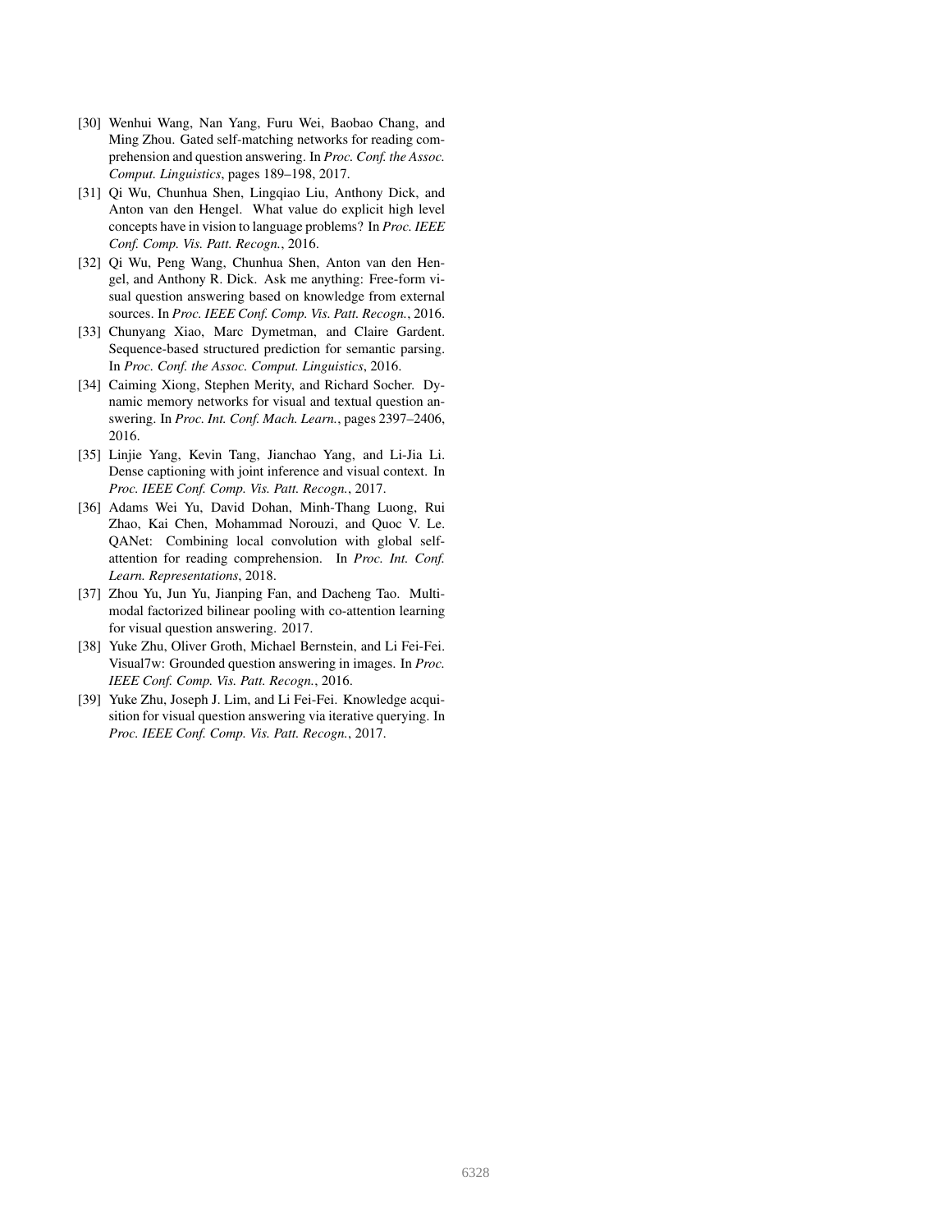[30] Wenhui Wang, Nan Yang, Furu Wei, Baobao Chang, and Ming Zhou. Gated self-matching networks for reading comprehension and question answering. In *Proc. Conf. the Assoc. Comput. Linguistics*, pages 189–198, 2017.

[31] Qi Wu, Chunhua Shen, Lingqiao Liu, Anthony Dick, and Anton van den Hengel. What value do explicit high level concepts have in vision to language problems? In *Proc. IEEE Conf. Comp. Vis. Patt. Recogn.*, 2016.

[32] Qi Wu, Peng Wang, Chunhua Shen, Anton van den Hengel, and Anthony R. Dick. Ask me anything: Free-form visual question answering based on knowledge from external sources. In *Proc. IEEE Conf. Comp. Vis. Patt. Recogn.*, 2016.

[33] Chunyang Xiao, Marc Dymetman, and Claire Gardent. Sequence-based structured prediction for semantic parsing. In *Proc. Conf. the Assoc. Comput. Linguistics*, 2016.

[34] Caiming Xiong, Stephen Merity, and Richard Socher. Dynamic memory networks for visual and textual question answering. In *Proc. Int. Conf. Mach. Learn.*, pages 2397–2406, 2016.

[35] Linjie Yang, Kevin Tang, Jianchao Yang, and Li-Jia Li. Dense captioning with joint inference and visual context. In *Proc. IEEE Conf. Comp. Vis. Patt. Recogn.*, 2017.

[36] Adams Wei Yu, David Dohan, Minh-Thang Luong, Rui Zhao, Kai Chen, Mohammad Norouzi, and Quoc V. Le. QANet: Combining local convolution with global self-attention for reading comprehension. In *Proc. Int. Conf. Learn. Representations*, 2018.

[37] Zhou Yu, Jun Yu, Jianping Fan, and Dacheng Tao. Multi-modal factorized bilinear pooling with co-attention learning for visual question answering. 2017.

[38] Yuke Zhu, Oliver Groth, Michael Bernstein, and Li Fei-Fei. Visual7w: Grounded question answering in images. In *Proc. IEEE Conf. Comp. Vis. Patt. Recogn.*, 2016.

[39] Yuke Zhu, Joseph J. Lim, and Li Fei-Fei. Knowledge acquisition for visual question answering via iterative querying. In *Proc. IEEE Conf. Comp. Vis. Patt. Recogn.*, 2017.